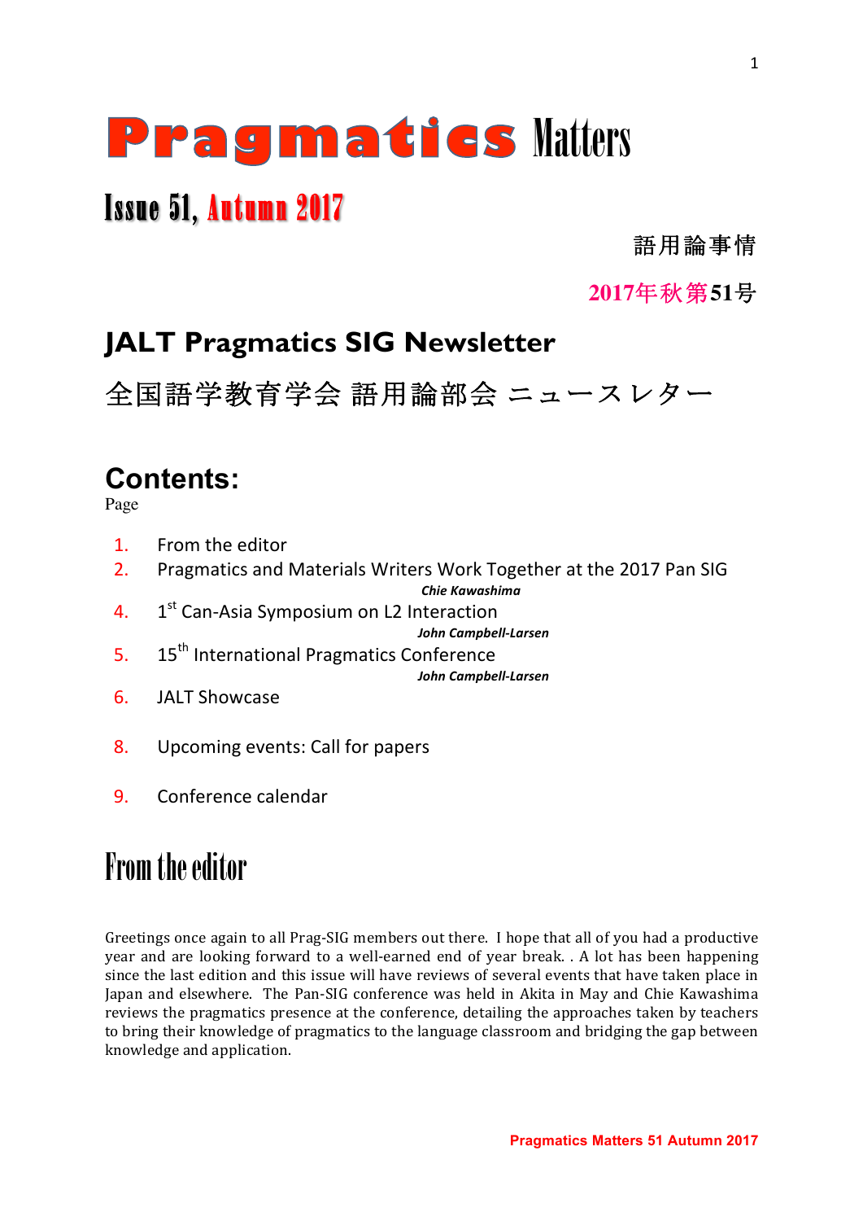# Pragmatics Matters

## Issue 51, Autumn 2017

語用論事情

2017年秋第51号

## JALT Pragmatics SIG Newsletter

全国語学教育学会 語用論部会 ニュースレター

## Contents:

Page

1. From the editor
2. Pragmatics and Materials Writers Work Together at the 2017 Pan SIG
   ***Chie Kawashima***
4. 1st Can-Asia Symposium on L2 Interaction
   ***John Campbell-Larsen***
5. 15th International Pragmatics Conference
   ***John Campbell-Larsen***
6. JALT Showcase
8. Upcoming events: Call for papers
9. Conference calendar

## From the editor

Greetings once again to all Prag-SIG members out there. I hope that all of you had a productive year and are looking forward to a well-earned end of year break. . A lot has been happening since the last edition and this issue will have reviews of several events that have taken place in Japan and elsewhere. The Pan-SIG conference was held in Akita in May and Chie Kawashima reviews the pragmatics presence at the conference, detailing the approaches taken by teachers to bring their knowledge of pragmatics to the language classroom and bridging the gap between knowledge and application.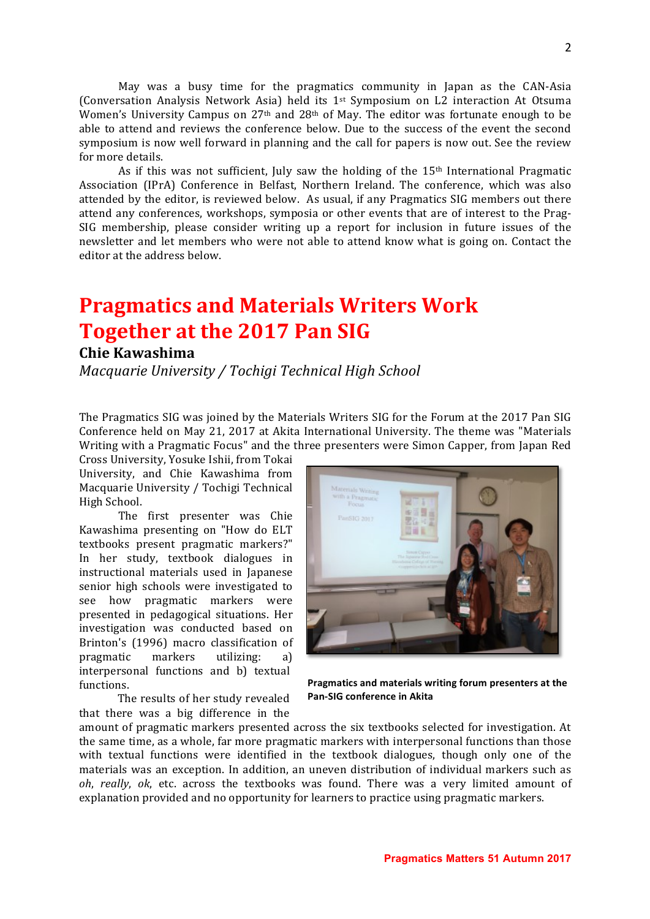May was a busy time for the pragmatics community in Japan as the CAN-Asia (Conversation Analysis Network Asia) held its 1st Symposium on L2 interaction At Otsuma Women's University Campus on 27th and 28th of May. The editor was fortunate enough to be able to attend and reviews the conference below. Due to the success of the event the second symposium is now well forward in planning and the call for papers is now out. See the review for more details.

As if this was not sufficient, July saw the holding of the 15th International Pragmatic Association (IPrA) Conference in Belfast, Northern Ireland. The conference, which was also attended by the editor, is reviewed below. As usual, if any Pragmatics SIG members out there attend any conferences, workshops, symposia or other events that are of interest to the Prag-SIG membership, please consider writing up a report for inclusion in future issues of the newsletter and let members who were not able to attend know what is going on. Contact the editor at the address below.

# Pragmatics and Materials Writers Work Together at the 2017 Pan SIG

**Chie Kawashima**

*Macquarie University / Tochigi Technical High School*

The Pragmatics SIG was joined by the Materials Writers SIG for the Forum at the 2017 Pan SIG Conference held on May 21, 2017 at Akita International University. The theme was "Materials Writing with a Pragmatic Focus" and the three presenters were Simon Capper, from Japan Red Cross University, Yosuke Ishii, from Tokai University, and Chie Kawashima from Macquarie University / Tochigi Technical High School.

The first presenter was Chie Kawashima presenting on "How do ELT textbooks present pragmatic markers?" In her study, textbook dialogues in instructional materials used in Japanese senior high schools were investigated to see how pragmatic markers were presented in pedagogical situations. Her investigation was conducted based on Brinton's (1996) macro classification of pragmatic markers utilizing: a) interpersonal functions and b) textual functions.

**Pragmatics and materials writing forum presenters at the Pan-SIG conference in Akita**

The results of her study revealed that there was a big difference in the amount of pragmatic markers presented across the six textbooks selected for investigation. At the same time, as a whole, far more pragmatic markers with interpersonal functions than those with textual functions were identified in the textbook dialogues, though only one of the materials was an exception. In addition, an uneven distribution of individual markers such as *oh*, *really*, *ok*, etc. across the textbooks was found. There was a very limited amount of explanation provided and no opportunity for learners to practice using pragmatic markers.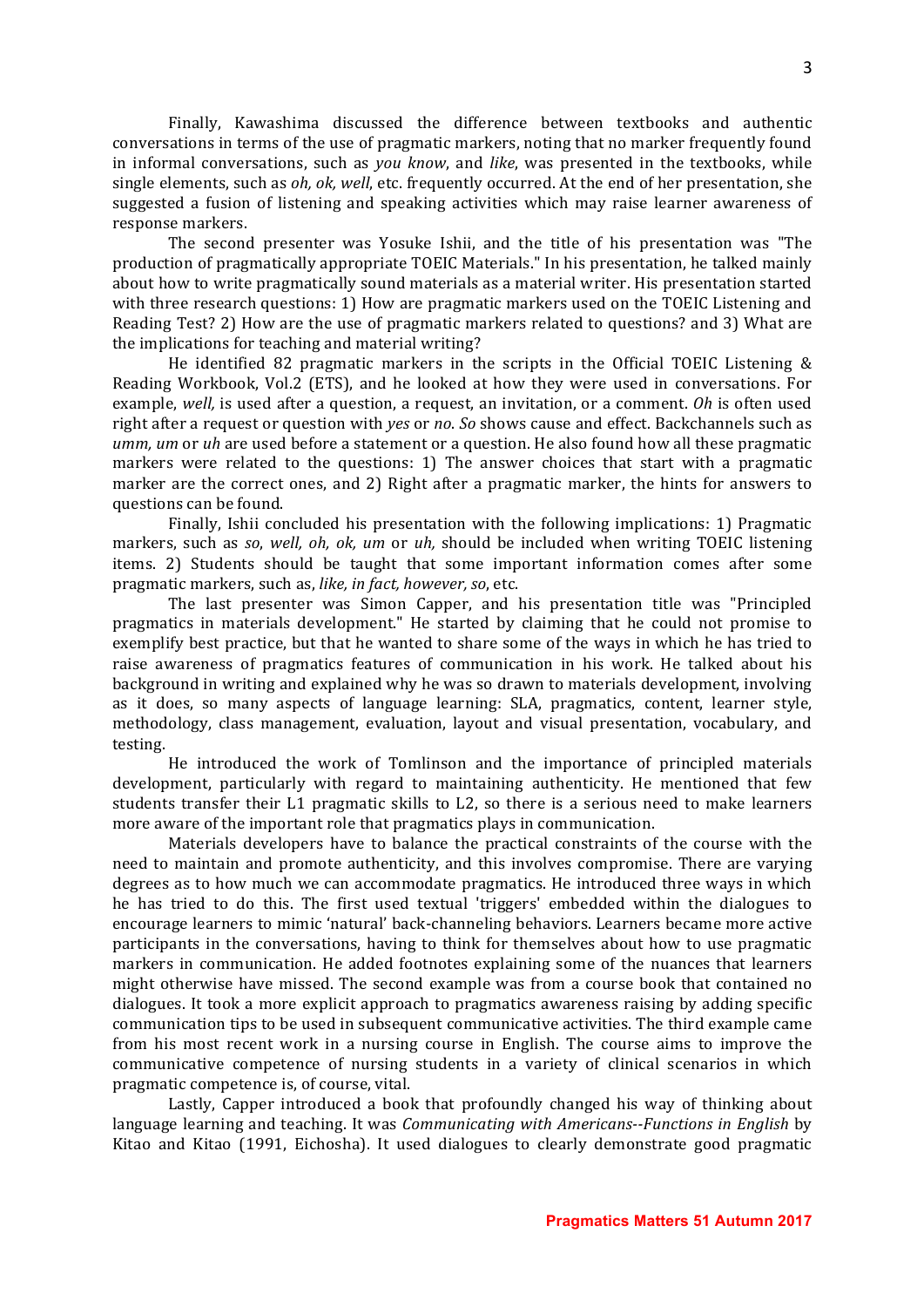Finally, Kawashima discussed the difference between textbooks and authentic conversations in terms of the use of pragmatic markers, noting that no marker frequently found in informal conversations, such as *you know*, and *like*, was presented in the textbooks, while single elements, such as *oh, ok, well*, etc. frequently occurred. At the end of her presentation, she suggested a fusion of listening and speaking activities which may raise learner awareness of response markers.

The second presenter was Yosuke Ishii, and the title of his presentation was "The production of pragmatically appropriate TOEIC Materials." In his presentation, he talked mainly about how to write pragmatically sound materials as a material writer. His presentation started with three research questions: 1) How are pragmatic markers used on the TOEIC Listening and Reading Test? 2) How are the use of pragmatic markers related to questions? and 3) What are the implications for teaching and material writing?

He identified 82 pragmatic markers in the scripts in the Official TOEIC Listening & Reading Workbook, Vol.2 (ETS), and he looked at how they were used in conversations. For example, *well,* is used after a question, a request, an invitation, or a comment. *Oh* is often used right after a request or question with *yes* or *no*. *So* shows cause and effect. Backchannels such as *umm, um* or *uh* are used before a statement or a question. He also found how all these pragmatic markers were related to the questions: 1) The answer choices that start with a pragmatic marker are the correct ones, and 2) Right after a pragmatic marker, the hints for answers to questions can be found.

Finally, Ishii concluded his presentation with the following implications: 1) Pragmatic markers, such as *so*, *well, oh, ok, um* or *uh,* should be included when writing TOEIC listening items. 2) Students should be taught that some important information comes after some pragmatic markers, such as, *like, in fact, however, so*, etc.

The last presenter was Simon Capper, and his presentation title was "Principled pragmatics in materials development." He started by claiming that he could not promise to exemplify best practice, but that he wanted to share some of the ways in which he has tried to raise awareness of pragmatics features of communication in his work. He talked about his background in writing and explained why he was so drawn to materials development, involving as it does, so many aspects of language learning: SLA, pragmatics, content, learner style, methodology, class management, evaluation, layout and visual presentation, vocabulary, and testing.

He introduced the work of Tomlinson and the importance of principled materials development, particularly with regard to maintaining authenticity. He mentioned that few students transfer their L1 pragmatic skills to L2, so there is a serious need to make learners more aware of the important role that pragmatics plays in communication.

Materials developers have to balance the practical constraints of the course with the need to maintain and promote authenticity, and this involves compromise. There are varying degrees as to how much we can accommodate pragmatics. He introduced three ways in which he has tried to do this. The first used textual 'triggers' embedded within the dialogues to encourage learners to mimic 'natural' back-channeling behaviors. Learners became more active participants in the conversations, having to think for themselves about how to use pragmatic markers in communication. He added footnotes explaining some of the nuances that learners might otherwise have missed. The second example was from a course book that contained no dialogues. It took a more explicit approach to pragmatics awareness raising by adding specific communication tips to be used in subsequent communicative activities. The third example came from his most recent work in a nursing course in English. The course aims to improve the communicative competence of nursing students in a variety of clinical scenarios in which pragmatic competence is, of course, vital.

Lastly, Capper introduced a book that profoundly changed his way of thinking about language learning and teaching. It was *Communicating with Americans--Functions in English* by Kitao and Kitao (1991, Eichosha). It used dialogues to clearly demonstrate good pragmatic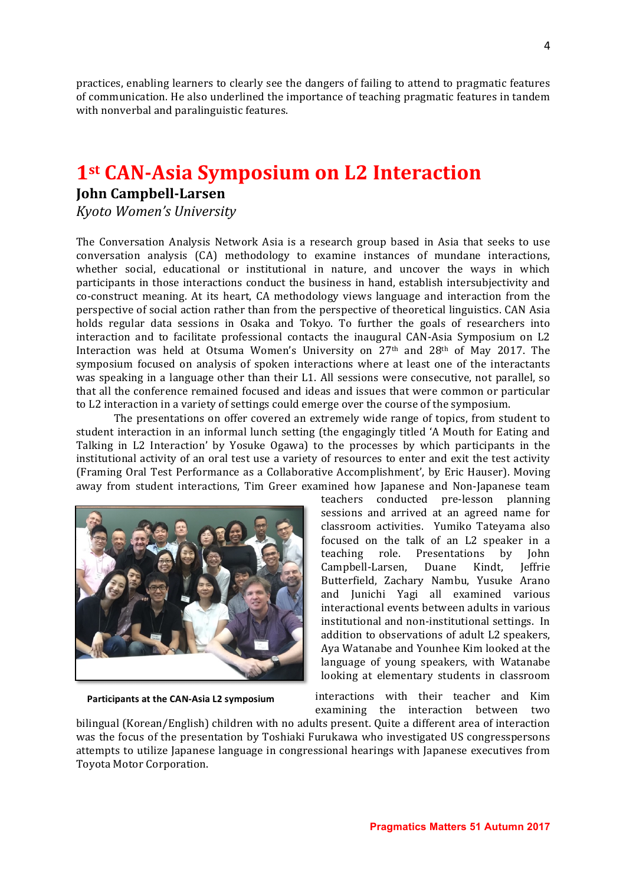practices, enabling learners to clearly see the dangers of failing to attend to pragmatic features of communication. He also underlined the importance of teaching pragmatic features in tandem with nonverbal and paralinguistic features.

## 1st CAN-Asia Symposium on L2 Interaction

**John Campbell-Larsen**

*Kyoto Women's University*

The Conversation Analysis Network Asia is a research group based in Asia that seeks to use conversation analysis (CA) methodology to examine instances of mundane interactions, whether social, educational or institutional in nature, and uncover the ways in which participants in those interactions conduct the business in hand, establish intersubjectivity and co-construct meaning. At its heart, CA methodology views language and interaction from the perspective of social action rather than from the perspective of theoretical linguistics. CAN Asia holds regular data sessions in Osaka and Tokyo. To further the goals of researchers into interaction and to facilitate professional contacts the inaugural CAN-Asia Symposium on L2 Interaction was held at Otsuma Women's University on 27th and 28th of May 2017. The symposium focused on analysis of spoken interactions where at least one of the interactants was speaking in a language other than their L1. All sessions were consecutive, not parallel, so that all the conference remained focused and ideas and issues that were common or particular to L2 interaction in a variety of settings could emerge over the course of the symposium.

The presentations on offer covered an extremely wide range of topics, from student to student interaction in an informal lunch setting (the engagingly titled 'A Mouth for Eating and Talking in L2 Interaction' by Yosuke Ogawa) to the processes by which participants in the institutional activity of an oral test use a variety of resources to enter and exit the test activity (Framing Oral Test Performance as a Collaborative Accomplishment', by Eric Hauser). Moving away from student interactions, Tim Greer examined how Japanese and Non-Japanese team teachers conducted pre-lesson planning sessions and arrived at an agreed name for classroom activities. Yumiko Tateyama also focused on the talk of an L2 speaker in a teaching role. Presentations by John Campbell-Larsen, Duane Kindt, Jeffrie Butterfield, Zachary Nambu, Yusuke Arano and Junichi Yagi all examined various interactional events between adults in various institutional and non-institutional settings. In addition to observations of adult L2 speakers, Aya Watanabe and Younhee Kim looked at the language of young speakers, with Watanabe looking at elementary students in classroom interactions with their teacher and Kim examining the interaction between two bilingual (Korean/English) children with no adults present. Quite a different area of interaction was the focus of the presentation by Toshiaki Furukawa who investigated US congresspersons attempts to utilize Japanese language in congressional hearings with Japanese executives from Toyota Motor Corporation.

**Participants at the CAN-Asia L2 symposium**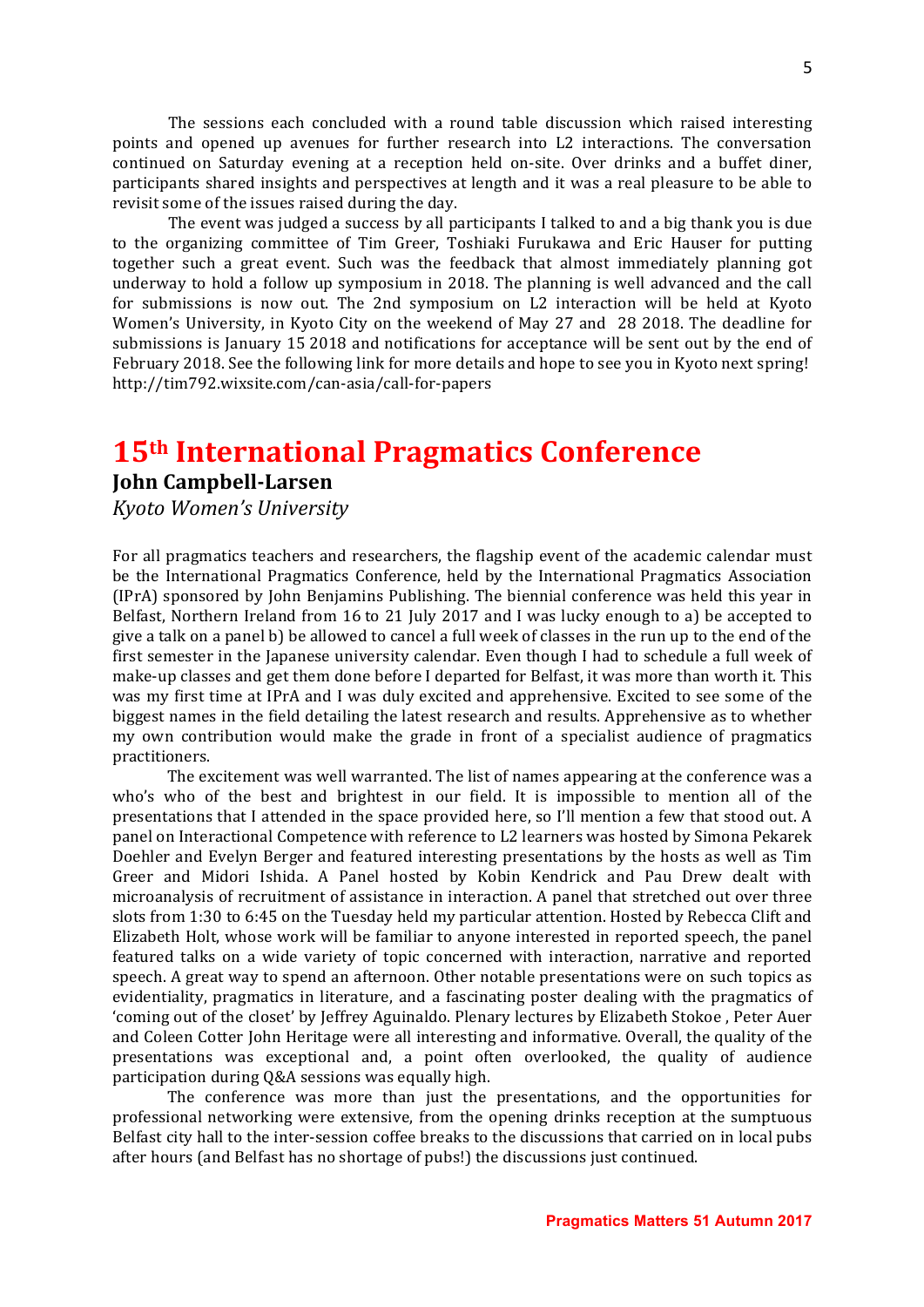The sessions each concluded with a round table discussion which raised interesting points and opened up avenues for further research into L2 interactions. The conversation continued on Saturday evening at a reception held on-site. Over drinks and a buffet diner, participants shared insights and perspectives at length and it was a real pleasure to be able to revisit some of the issues raised during the day.

The event was judged a success by all participants I talked to and a big thank you is due to the organizing committee of Tim Greer, Toshiaki Furukawa and Eric Hauser for putting together such a great event. Such was the feedback that almost immediately planning got underway to hold a follow up symposium in 2018. The planning is well advanced and the call for submissions is now out. The 2nd symposium on L2 interaction will be held at Kyoto Women's University, in Kyoto City on the weekend of May 27 and 28 2018. The deadline for submissions is January 15 2018 and notifications for acceptance will be sent out by the end of February 2018. See the following link for more details and hope to see you in Kyoto next spring! http://tim792.wixsite.com/can-asia/call-for-papers

# 15th International Pragmatics Conference

**John Campbell-Larsen**

*Kyoto Women's University*

For all pragmatics teachers and researchers, the flagship event of the academic calendar must be the International Pragmatics Conference, held by the International Pragmatics Association (IPrA) sponsored by John Benjamins Publishing. The biennial conference was held this year in Belfast, Northern Ireland from 16 to 21 July 2017 and I was lucky enough to a) be accepted to give a talk on a panel b) be allowed to cancel a full week of classes in the run up to the end of the first semester in the Japanese university calendar. Even though I had to schedule a full week of make-up classes and get them done before I departed for Belfast, it was more than worth it. This was my first time at IPrA and I was duly excited and apprehensive. Excited to see some of the biggest names in the field detailing the latest research and results. Apprehensive as to whether my own contribution would make the grade in front of a specialist audience of pragmatics practitioners.

The excitement was well warranted. The list of names appearing at the conference was a who's who of the best and brightest in our field. It is impossible to mention all of the presentations that I attended in the space provided here, so I'll mention a few that stood out. A panel on Interactional Competence with reference to L2 learners was hosted by Simona Pekarek Doehler and Evelyn Berger and featured interesting presentations by the hosts as well as Tim Greer and Midori Ishida. A Panel hosted by Kobin Kendrick and Pau Drew dealt with microanalysis of recruitment of assistance in interaction. A panel that stretched out over three slots from 1:30 to 6:45 on the Tuesday held my particular attention. Hosted by Rebecca Clift and Elizabeth Holt, whose work will be familiar to anyone interested in reported speech, the panel featured talks on a wide variety of topic concerned with interaction, narrative and reported speech. A great way to spend an afternoon. Other notable presentations were on such topics as evidentiality, pragmatics in literature, and a fascinating poster dealing with the pragmatics of 'coming out of the closet' by Jeffrey Aguinaldo. Plenary lectures by Elizabeth Stokoe , Peter Auer and Coleen Cotter John Heritage were all interesting and informative. Overall, the quality of the presentations was exceptional and, a point often overlooked, the quality of audience participation during Q&A sessions was equally high.

The conference was more than just the presentations, and the opportunities for professional networking were extensive, from the opening drinks reception at the sumptuous Belfast city hall to the inter-session coffee breaks to the discussions that carried on in local pubs after hours (and Belfast has no shortage of pubs!) the discussions just continued.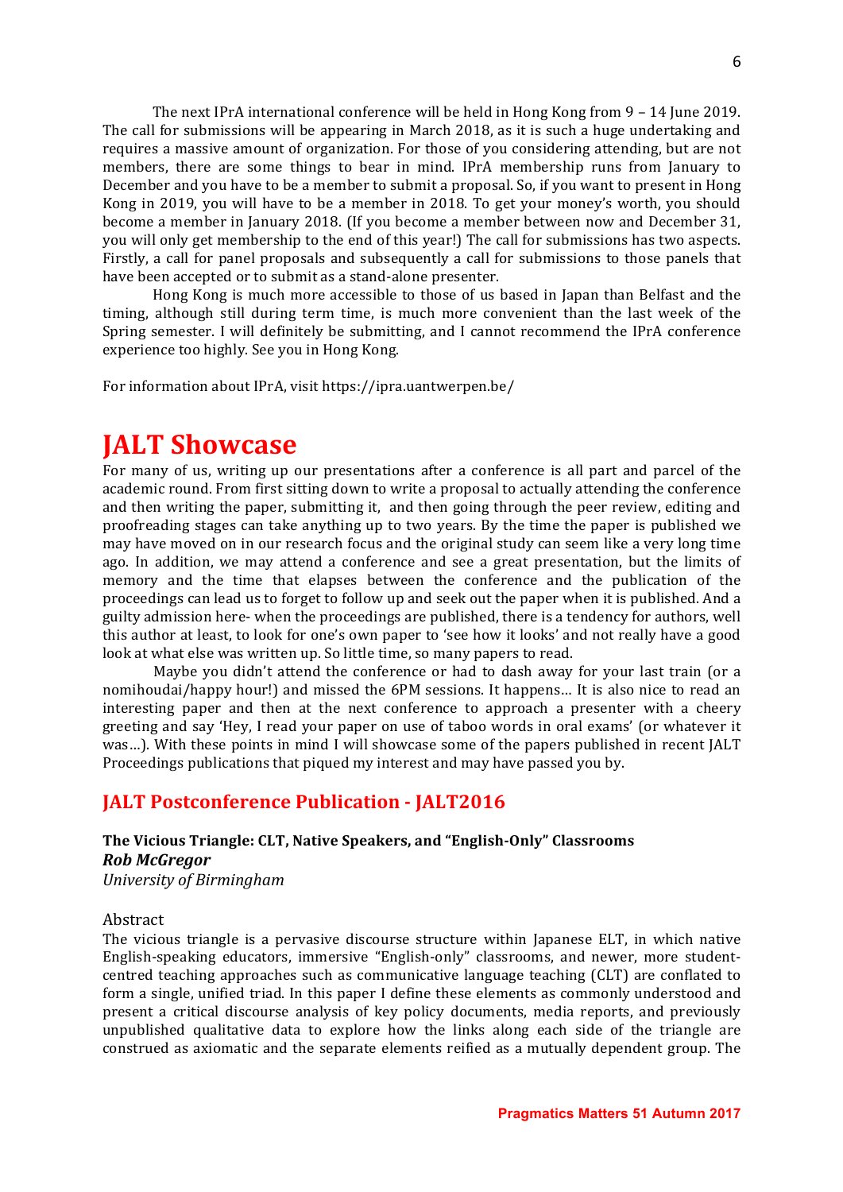The next IPrA international conference will be held in Hong Kong from 9 – 14 June 2019. The call for submissions will be appearing in March 2018, as it is such a huge undertaking and requires a massive amount of organization. For those of you considering attending, but are not members, there are some things to bear in mind. IPrA membership runs from January to December and you have to be a member to submit a proposal. So, if you want to present in Hong Kong in 2019, you will have to be a member in 2018. To get your money's worth, you should become a member in January 2018. (If you become a member between now and December 31, you will only get membership to the end of this year!) The call for submissions has two aspects. Firstly, a call for panel proposals and subsequently a call for submissions to those panels that have been accepted or to submit as a stand-alone presenter.

Hong Kong is much more accessible to those of us based in Japan than Belfast and the timing, although still during term time, is much more convenient than the last week of the Spring semester. I will definitely be submitting, and I cannot recommend the IPrA conference experience too highly. See you in Hong Kong.

For information about IPrA, visit https://ipra.uantwerpen.be/

# JALT Showcase

For many of us, writing up our presentations after a conference is all part and parcel of the academic round. From first sitting down to write a proposal to actually attending the conference and then writing the paper, submitting it, and then going through the peer review, editing and proofreading stages can take anything up to two years. By the time the paper is published we may have moved on in our research focus and the original study can seem like a very long time ago. In addition, we may attend a conference and see a great presentation, but the limits of memory and the time that elapses between the conference and the publication of the proceedings can lead us to forget to follow up and seek out the paper when it is published. And a guilty admission here- when the proceedings are published, there is a tendency for authors, well this author at least, to look for one's own paper to 'see how it looks' and not really have a good look at what else was written up. So little time, so many papers to read.

Maybe you didn't attend the conference or had to dash away for your last train (or a nomihoudai/happy hour!) and missed the 6PM sessions. It happens… It is also nice to read an interesting paper and then at the next conference to approach a presenter with a cheery greeting and say 'Hey, I read your paper on use of taboo words in oral exams' (or whatever it was…). With these points in mind I will showcase some of the papers published in recent JALT Proceedings publications that piqued my interest and may have passed you by.

## JALT Postconference Publication - JALT2016

**The Vicious Triangle: CLT, Native Speakers, and "English-Only" Classrooms**
***Rob McGregor***
*University of Birmingham*

Abstract

The vicious triangle is a pervasive discourse structure within Japanese ELT, in which native English-speaking educators, immersive "English-only" classrooms, and newer, more student-centred teaching approaches such as communicative language teaching (CLT) are conflated to form a single, unified triad. In this paper I define these elements as commonly understood and present a critical discourse analysis of key policy documents, media reports, and previously unpublished qualitative data to explore how the links along each side of the triangle are construed as axiomatic and the separate elements reified as a mutually dependent group. The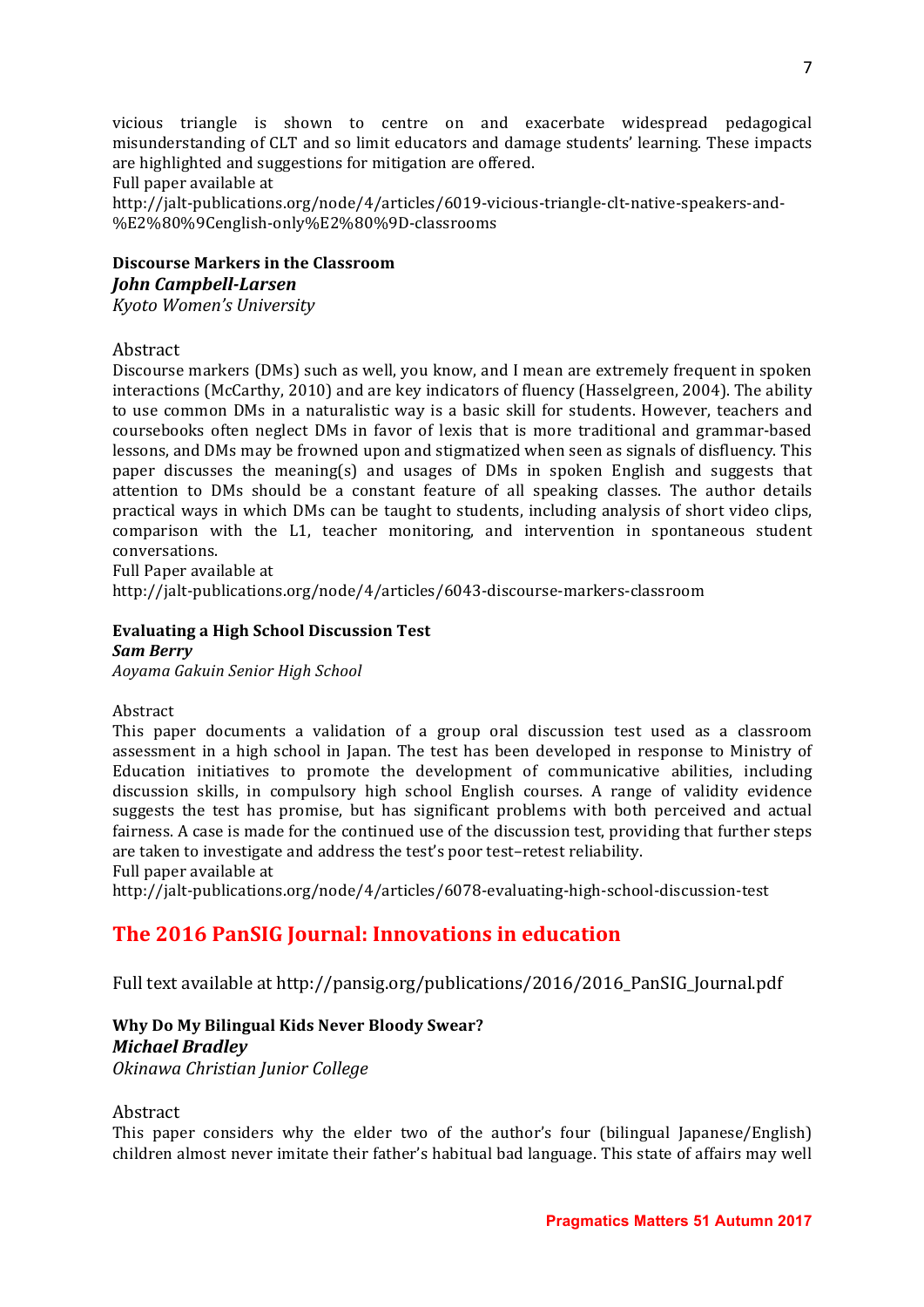vicious triangle is shown to centre on and exacerbate widespread pedagogical misunderstanding of CLT and so limit educators and damage students' learning. These impacts are highlighted and suggestions for mitigation are offered.
Full paper available at
http://jalt-publications.org/node/4/articles/6019-vicious-triangle-clt-native-speakers-and-%E2%80%9Cenglish-only%E2%80%9D-classrooms

**Discourse Markers in the Classroom**
***John Campbell-Larsen***
*Kyoto Women's University*

Abstract
Discourse markers (DMs) such as well, you know, and I mean are extremely frequent in spoken interactions (McCarthy, 2010) and are key indicators of fluency (Hasselgreen, 2004). The ability to use common DMs in a naturalistic way is a basic skill for students. However, teachers and coursebooks often neglect DMs in favor of lexis that is more traditional and grammar-based lessons, and DMs may be frowned upon and stigmatized when seen as signals of disfluency. This paper discusses the meaning(s) and usages of DMs in spoken English and suggests that attention to DMs should be a constant feature of all speaking classes. The author details practical ways in which DMs can be taught to students, including analysis of short video clips, comparison with the L1, teacher monitoring, and intervention in spontaneous student conversations.
Full Paper available at
http://jalt-publications.org/node/4/articles/6043-discourse-markers-classroom

**Evaluating a High School Discussion Test**
***Sam Berry***
*Aoyama Gakuin Senior High School*

Abstract
This paper documents a validation of a group oral discussion test used as a classroom assessment in a high school in Japan. The test has been developed in response to Ministry of Education initiatives to promote the development of communicative abilities, including discussion skills, in compulsory high school English courses. A range of validity evidence suggests the test has promise, but has significant problems with both perceived and actual fairness. A case is made for the continued use of the discussion test, providing that further steps are taken to investigate and address the test's poor test–retest reliability.
Full paper available at
http://jalt-publications.org/node/4/articles/6078-evaluating-high-school-discussion-test

## The 2016 PanSIG Journal: Innovations in education

Full text available at http://pansig.org/publications/2016/2016_PanSIG_Journal.pdf

**Why Do My Bilingual Kids Never Bloody Swear?**
***Michael Bradley***
*Okinawa Christian Junior College*

Abstract
This paper considers why the elder two of the author's four (bilingual Japanese/English) children almost never imitate their father's habitual bad language. This state of affairs may well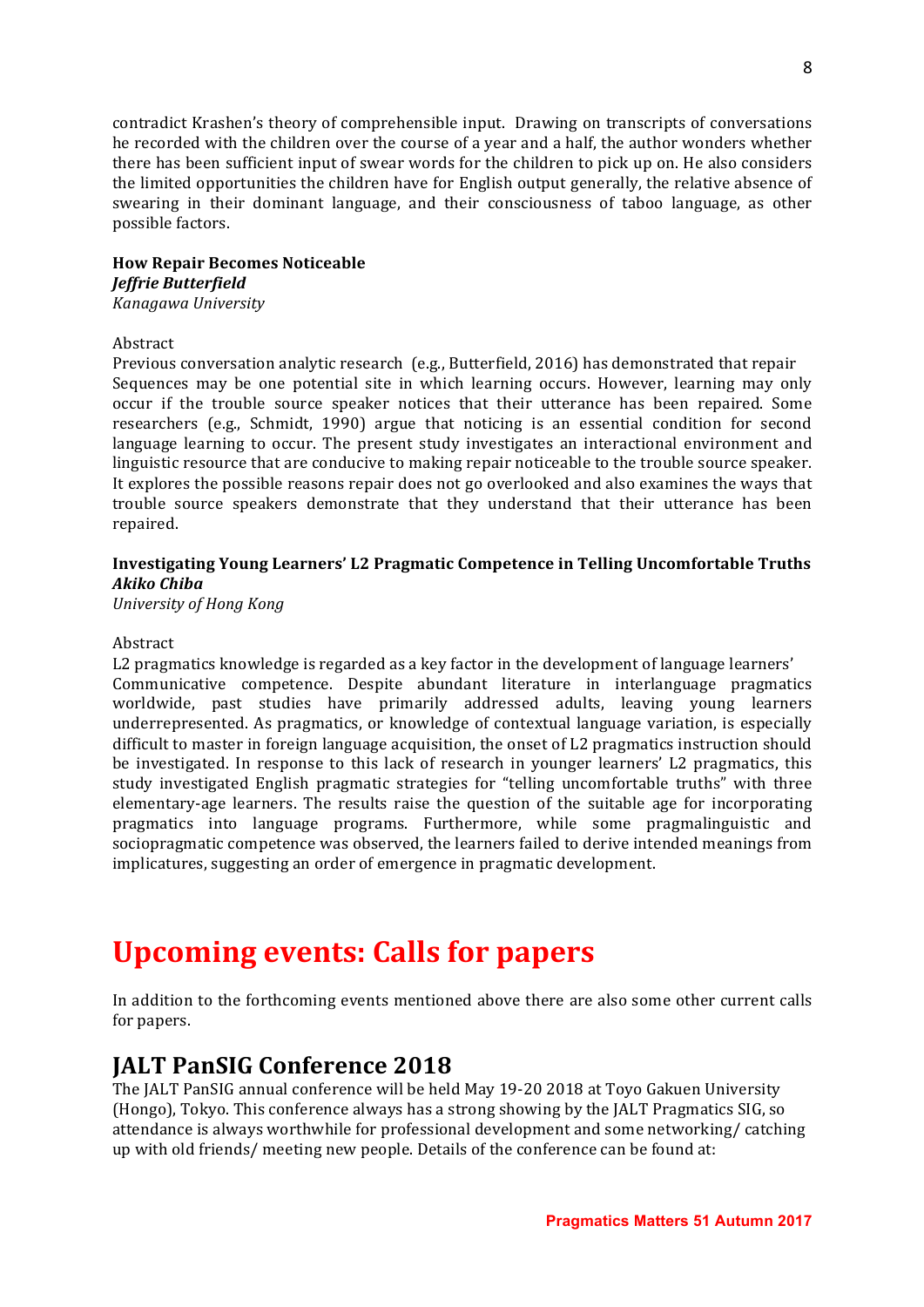contradict Krashen's theory of comprehensible input. Drawing on transcripts of conversations he recorded with the children over the course of a year and a half, the author wonders whether there has been sufficient input of swear words for the children to pick up on. He also considers the limited opportunities the children have for English output generally, the relative absence of swearing in their dominant language, and their consciousness of taboo language, as other possible factors.

**How Repair Becomes Noticeable**
***Jeffrie Butterfield***
*Kanagawa University*

Abstract
Previous conversation analytic research (e.g., Butterfield, 2016) has demonstrated that repair Sequences may be one potential site in which learning occurs. However, learning may only occur if the trouble source speaker notices that their utterance has been repaired. Some researchers (e.g., Schmidt, 1990) argue that noticing is an essential condition for second language learning to occur. The present study investigates an interactional environment and linguistic resource that are conducive to making repair noticeable to the trouble source speaker. It explores the possible reasons repair does not go overlooked and also examines the ways that trouble source speakers demonstrate that they understand that their utterance has been repaired.

**Investigating Young Learners' L2 Pragmatic Competence in Telling Uncomfortable Truths**
***Akiko Chiba***
*University of Hong Kong*

Abstract
L2 pragmatics knowledge is regarded as a key factor in the development of language learners' Communicative competence. Despite abundant literature in interlanguage pragmatics worldwide, past studies have primarily addressed adults, leaving young learners underrepresented. As pragmatics, or knowledge of contextual language variation, is especially difficult to master in foreign language acquisition, the onset of L2 pragmatics instruction should be investigated. In response to this lack of research in younger learners' L2 pragmatics, this study investigated English pragmatic strategies for "telling uncomfortable truths" with three elementary-age learners. The results raise the question of the suitable age for incorporating pragmatics into language programs. Furthermore, while some pragmalinguistic and sociopragmatic competence was observed, the learners failed to derive intended meanings from implicatures, suggesting an order of emergence in pragmatic development.

# Upcoming events: Calls for papers

In addition to the forthcoming events mentioned above there are also some other current calls for papers.

## JALT PanSIG Conference 2018

The JALT PanSIG annual conference will be held May 19-20 2018 at Toyo Gakuen University (Hongo), Tokyo. This conference always has a strong showing by the JALT Pragmatics SIG, so attendance is always worthwhile for professional development and some networking/ catching up with old friends/ meeting new people. Details of the conference can be found at: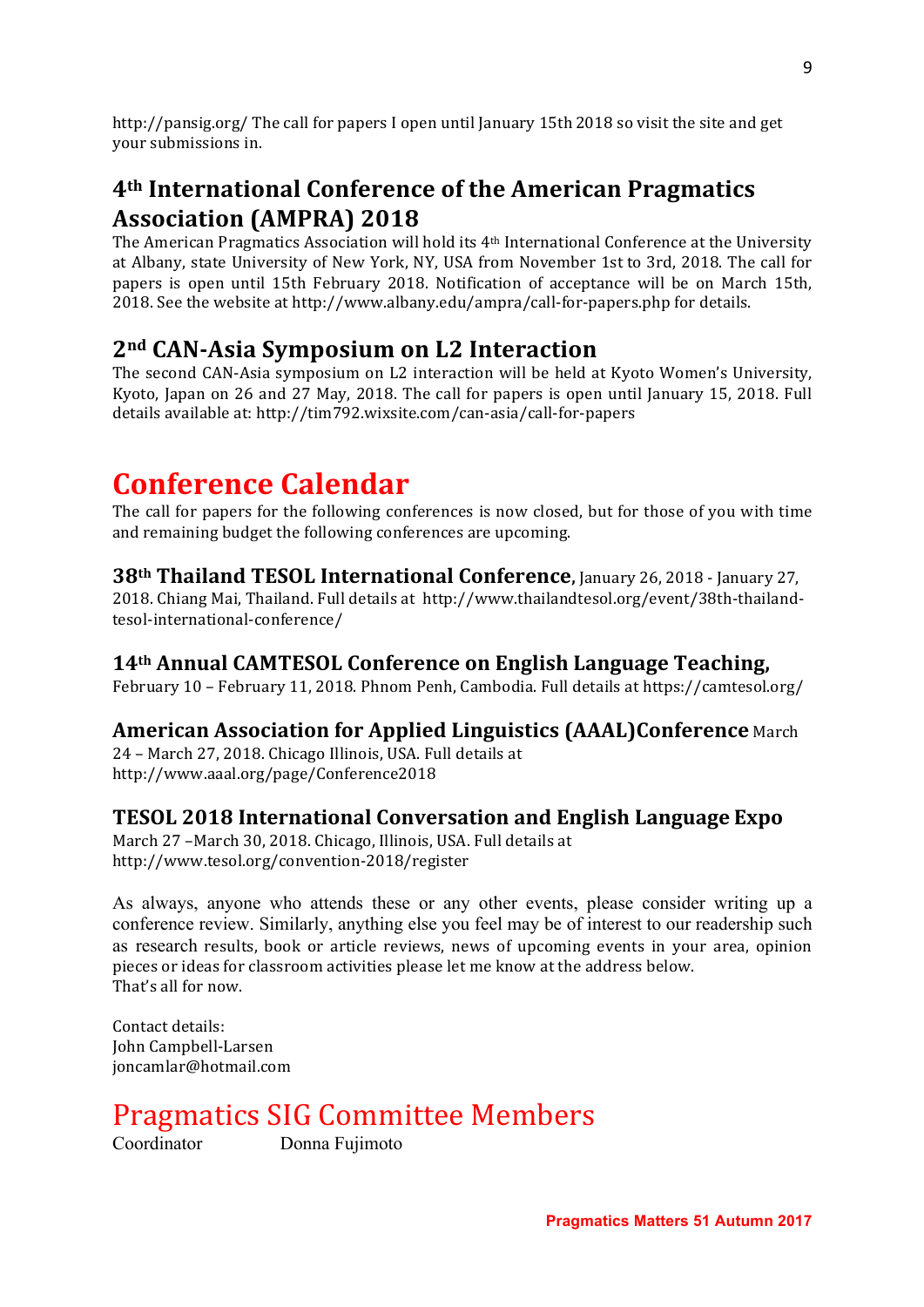http://pansig.org/ The call for papers I open until January 15th 2018 so visit the site and get your submissions in.

## 4th International Conference of the American Pragmatics Association (AMPRA) 2018

The American Pragmatics Association will hold its 4th International Conference at the University at Albany, state University of New York, NY, USA from November 1st to 3rd, 2018. The call for papers is open until 15th February 2018. Notification of acceptance will be on March 15th, 2018. See the website at http://www.albany.edu/ampra/call-for-papers.php for details.

## 2nd CAN-Asia Symposium on L2 Interaction

The second CAN-Asia symposium on L2 interaction will be held at Kyoto Women's University, Kyoto, Japan on 26 and 27 May, 2018. The call for papers is open until January 15, 2018. Full details available at: http://tim792.wixsite.com/can-asia/call-for-papers

# Conference Calendar

The call for papers for the following conferences is now closed, but for those of you with time and remaining budget the following conferences are upcoming.

**38th Thailand TESOL International Conference**, January 26, 2018 - January 27, 2018. Chiang Mai, Thailand. Full details at http://www.thailandtesol.org/event/38th-thailand-tesol-international-conference/

**14th Annual CAMTESOL Conference on English Language Teaching,** February 10 – February 11, 2018. Phnom Penh, Cambodia. Full details at https://camtesol.org/

**American Association for Applied Linguistics (AAAL)Conference** March 24 – March 27, 2018. Chicago Illinois, USA. Full details at http://www.aaal.org/page/Conference2018

**TESOL 2018 International Conversation and English Language Expo** March 27 –March 30, 2018. Chicago, Illinois, USA. Full details at http://www.tesol.org/convention-2018/register

As always, anyone who attends these or any other events, please consider writing up a conference review. Similarly, anything else you feel may be of interest to our readership such as research results, book or article reviews, news of upcoming events in your area, opinion pieces or ideas for classroom activities please let me know at the address below.
That's all for now.

Contact details:
John Campbell-Larsen
joncamlar@hotmail.com

# Pragmatics SIG Committee Members

Coordinator Donna Fujimoto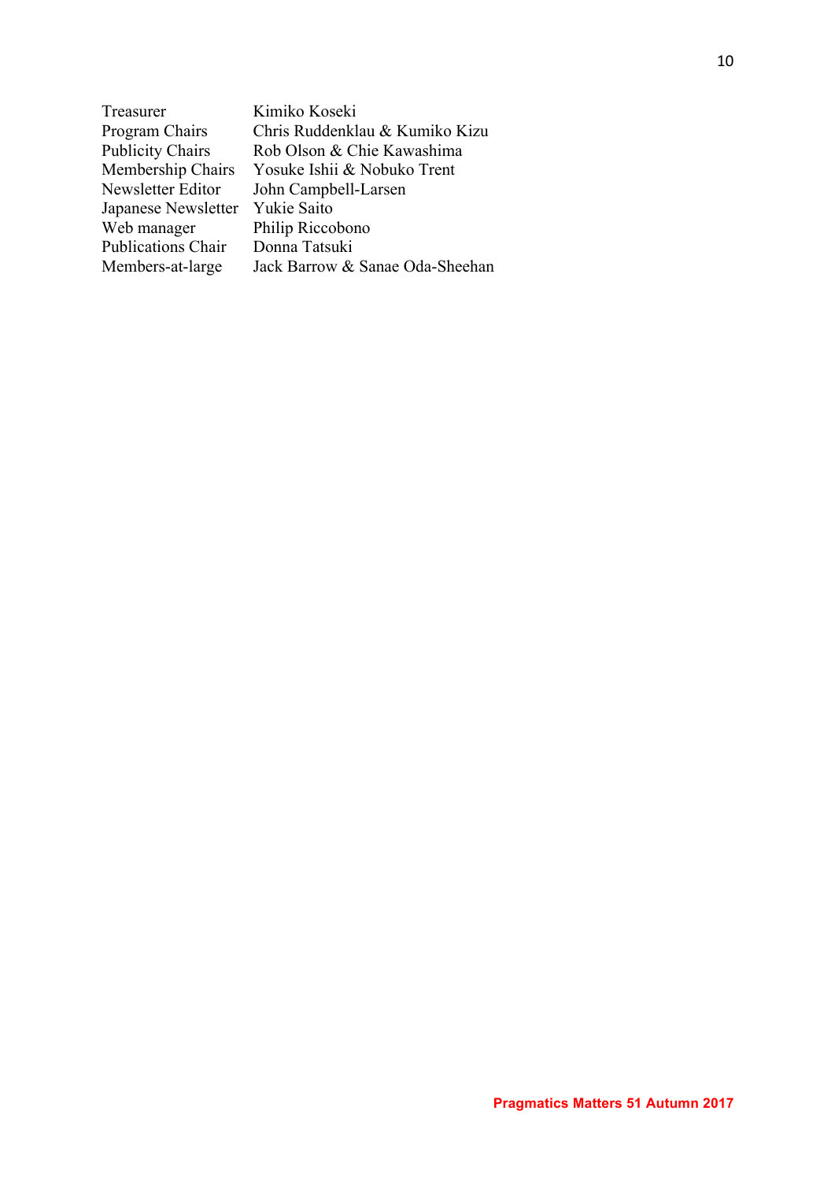| | |
|---|---|
| Treasurer | Kimiko Koseki |
| Program Chairs | Chris Ruddenklau & Kumiko Kizu |
| Publicity Chairs | Rob Olson & Chie Kawashima |
| Membership Chairs | Yosuke Ishii & Nobuko Trent |
| Newsletter Editor | John Campbell-Larsen |
| Japanese Newsletter | Yukie Saito |
| Web manager | Philip Riccobono |
| Publications Chair | Donna Tatsuki |
| Members-at-large | Jack Barrow & Sanae Oda-Sheehan |